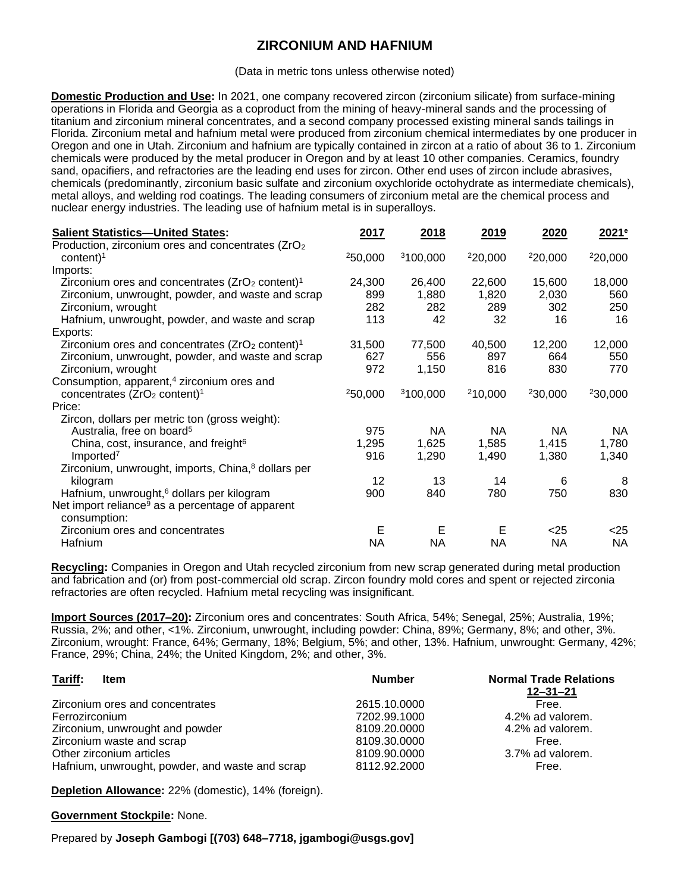# ZIRCONIUM AND HAFNIUM

(Data in metric tons unless otherwise noted)

**Domestic Production and Use:** In 2021, one company recovered zircon (zirconium silicate) from surface-mining operations in Florida and Georgia as a coproduct from the mining of heavy-mineral sands and the processing of titanium and zirconium mineral concentrates, and a second company processed existing mineral sands tailings in Florida. Zirconium metal and hafnium metal were produced from zirconium chemical intermediates by one producer in Oregon and one in Utah. Zirconium and hafnium are typically contained in zircon at a ratio of about 36 to 1. Zirconium chemicals were produced by the metal producer in Oregon and by at least 10 other companies. Ceramics, foundry sand, opacifiers, and refractories are the leading end uses for zircon. Other end uses of zircon include abrasives, chemicals (predominantly, zirconium basic sulfate and zirconium oxychloride octohydrate as intermediate chemicals), metal alloys, and welding rod coatings. The leading consumers of zirconium metal are the chemical process and nuclear energy industries. The leading use of hafnium metal is in superalloys.

| **Salient Statistics—United States:** | **2017** | **2018** | **2019** | **2020** | **2021[e]** |
|---|---|---|---|---|---|
| Production, zirconium ores and concentrates ($ZrO_2$ content)[1] | [2]50,000 | [3]100,000 | [2]20,000 | [2]20,000 | [2]20,000 |
| Imports: | | | | | |
| Zirconium ores and concentrates ($ZrO_2$ content)[1] | 24,300 | 26,400 | 22,600 | 15,600 | 18,000 |
| Zirconium, unwrought, powder, and waste and scrap | 899 | 1,880 | 1,820 | 2,030 | 560 |
| Zirconium, wrought | 282 | 282 | 289 | 302 | 250 |
| Hafnium, unwrought, powder, and waste and scrap | 113 | 42 | 32 | 16 | 16 |
| Exports: | | | | | |
| Zirconium ores and concentrates ($ZrO_2$ content)[1] | 31,500 | 77,500 | 40,500 | 12,200 | 12,000 |
| Zirconium, unwrought, powder, and waste and scrap | 627 | 556 | 897 | 664 | 550 |
| Zirconium, wrought | 972 | 1,150 | 816 | 830 | 770 |
| Consumption, apparent,[4] zirconium ores and concentrates ($ZrO_2$ content)[1] | [2]50,000 | [3]100,000 | [2]10,000 | [2]30,000 | [2]30,000 |
| Price: | | | | | |
| Zircon, dollars per metric ton (gross weight): | | | | | |
| Australia, free on board[5] | 975 | NA | NA | NA | NA |
| China, cost, insurance, and freight[6] | 1,295 | 1,625 | 1,585 | 1,415 | 1,780 |
| Imported[7] | 916 | 1,290 | 1,490 | 1,380 | 1,340 |
| Zirconium, unwrought, imports, China,[8] dollars per kilogram | 12 | 13 | 14 | 6 | 8 |
| Hafnium, unwrought,[6] dollars per kilogram | 900 | 840 | 780 | 750 | 830 |
| Net import reliance[9] as a percentage of apparent consumption: | | | | | |
| Zirconium ores and concentrates | E | E | E | <25 | <25 |
| Hafnium | NA | NA | NA | NA | NA |

**Recycling:** Companies in Oregon and Utah recycled zirconium from new scrap generated during metal production and fabrication and (or) from post-commercial old scrap. Zircon foundry mold cores and spent or rejected zirconia refractories are often recycled. Hafnium metal recycling was insignificant.

**Import Sources (2017–20):** Zirconium ores and concentrates: South Africa, 54%; Senegal, 25%; Australia, 19%; Russia, 2%; and other, <1%. Zirconium, unwrought, including powder: China, 89%; Germany, 8%; and other, 3%. Zirconium, wrought: France, 64%; Germany, 18%; Belgium, 5%; and other, 13%. Hafnium, unwrought: Germany, 42%; France, 29%; China, 24%; the United Kingdom, 2%; and other, 3%.

| **Tariff:** Item | Number | Normal Trade Relations 12–31–21 |
|---|---|---|
| Zirconium ores and concentrates | 2615.10.0000 | Free. |
| Ferrozirconium | 7202.99.1000 | 4.2% ad valorem. |
| Zirconium, unwrought and powder | 8109.20.0000 | 4.2% ad valorem. |
| Zirconium waste and scrap | 8109.30.0000 | Free. |
| Other zirconium articles | 8109.90.0000 | 3.7% ad valorem. |
| Hafnium, unwrought, powder, and waste and scrap | 8112.92.2000 | Free. |

**Depletion Allowance:** 22% (domestic), 14% (foreign).

**Government Stockpile:** None.

Prepared by **Joseph Gambogi [(703) 648–7718, jgambogi@usgs.gov]**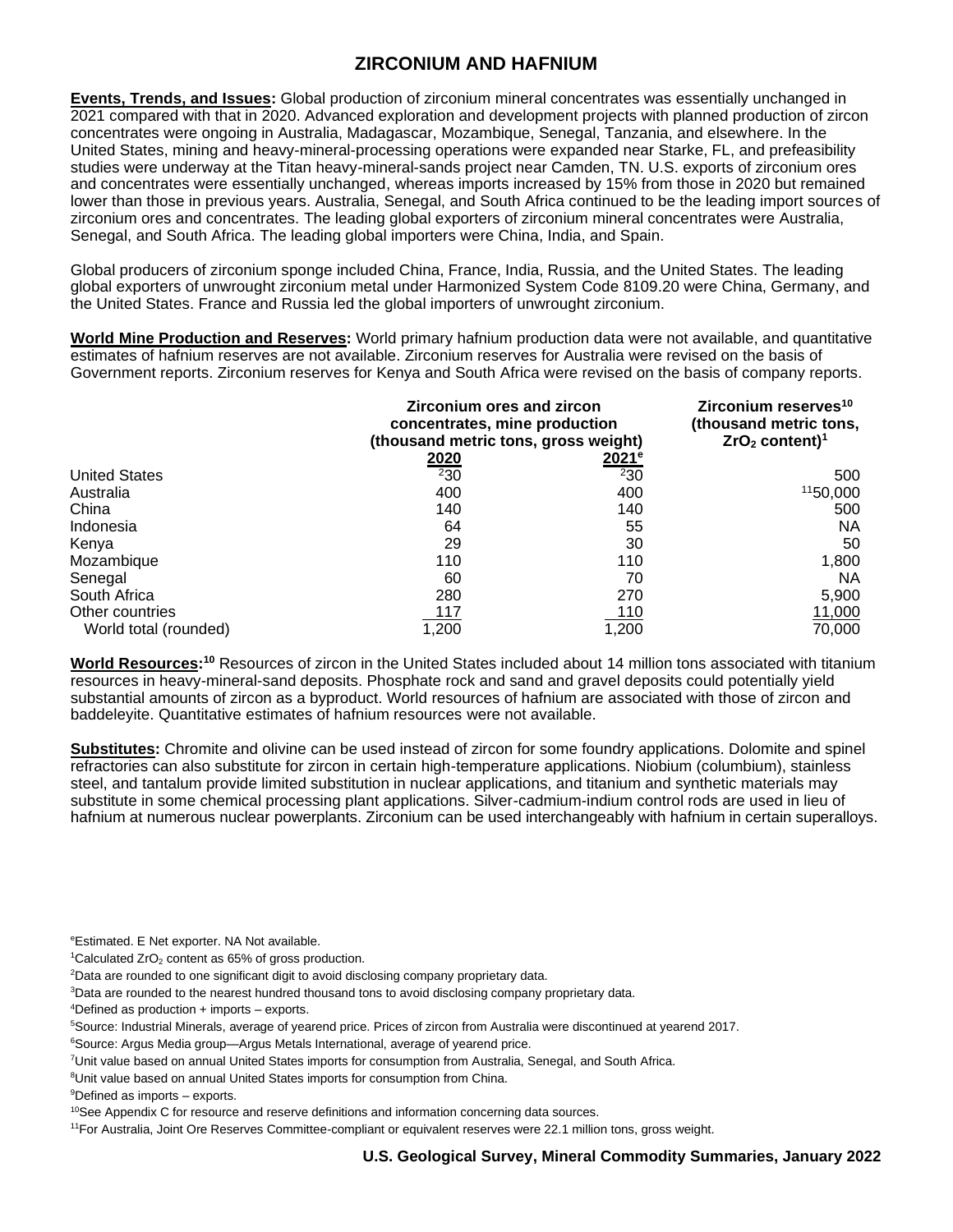# ZIRCONIUM AND HAFNIUM

**Events, Trends, and Issues:** Global production of zirconium mineral concentrates was essentially unchanged in 2021 compared with that in 2020. Advanced exploration and development projects with planned production of zircon concentrates were ongoing in Australia, Madagascar, Mozambique, Senegal, Tanzania, and elsewhere. In the United States, mining and heavy-mineral-processing operations were expanded near Starke, FL, and prefeasibility studies were underway at the Titan heavy-mineral-sands project near Camden, TN. U.S. exports of zirconium ores and concentrates were essentially unchanged, whereas imports increased by 15% from those in 2020 but remained lower than those in previous years. Australia, Senegal, and South Africa continued to be the leading import sources of zirconium ores and concentrates. The leading global exporters of zirconium mineral concentrates were Australia, Senegal, and South Africa. The leading global importers were China, India, and Spain.

Global producers of zirconium sponge included China, France, India, Russia, and the United States. The leading global exporters of unwrought zirconium metal under Harmonized System Code 8109.20 were China, Germany, and the United States. France and Russia led the global importers of unwrought zirconium.

**World Mine Production and Reserves:** World primary hafnium production data were not available, and quantitative estimates of hafnium reserves are not available. Zirconium reserves for Australia were revised on the basis of Government reports. Zirconium reserves for Kenya and South Africa were revised on the basis of company reports.

| | Zirconium ores and zircon concentrates, mine production (thousand metric tons, gross weight) | | Zirconium reserves[10] (thousand metric tons, $ZrO_2$ content)[1] |
|---|---|---|---|
| | 2020 | 2021[e] | |
| United States | [2]30 | [2]30 | 500 |
| Australia | 400 | 400 | [11]50,000 |
| China | 140 | 140 | 500 |
| Indonesia | 64 | 55 | NA |
| Kenya | 29 | 30 | 50 |
| Mozambique | 110 | 110 | 1,800 |
| Senegal | 60 | 70 | NA |
| South Africa | 280 | 270 | 5,900 |
| Other countries | 117 | 110 | 11,000 |
| World total (rounded) | 1,200 | 1,200 | 70,000 |

**World Resources:**[10] Resources of zircon in the United States included about 14 million tons associated with titanium resources in heavy-mineral-sand deposits. Phosphate rock and sand and gravel deposits could potentially yield substantial amounts of zircon as a byproduct. World resources of hafnium are associated with those of zircon and baddeleyite. Quantitative estimates of hafnium resources were not available.

**Substitutes:** Chromite and olivine can be used instead of zircon for some foundry applications. Dolomite and spinel refractories can also substitute for zircon in certain high-temperature applications. Niobium (columbium), stainless steel, and tantalum provide limited substitution in nuclear applications, and titanium and synthetic materials may substitute in some chemical processing plant applications. Silver-cadmium-indium control rods are used in lieu of hafnium at numerous nuclear powerplants. Zirconium can be used interchangeably with hafnium in certain superalloys.

[e]Estimated. E Net exporter. NA Not available.
[1]Calculated $ZrO_2$ content as 65% of gross production.
[2]Data are rounded to one significant digit to avoid disclosing company proprietary data.
[3]Data are rounded to the nearest hundred thousand tons to avoid disclosing company proprietary data.
[4]Defined as production + imports – exports.
[5]Source: Industrial Minerals, average of yearend price. Prices of zircon from Australia were discontinued at yearend 2017.
[6]Source: Argus Media group—Argus Metals International, average of yearend price.
[7]Unit value based on annual United States imports for consumption from Australia, Senegal, and South Africa.
[8]Unit value based on annual United States imports for consumption from China.
[9]Defined as imports – exports.
[10]See Appendix C for resource and reserve definitions and information concerning data sources.
[11]For Australia, Joint Ore Reserves Committee-compliant or equivalent reserves were 22.1 million tons, gross weight.